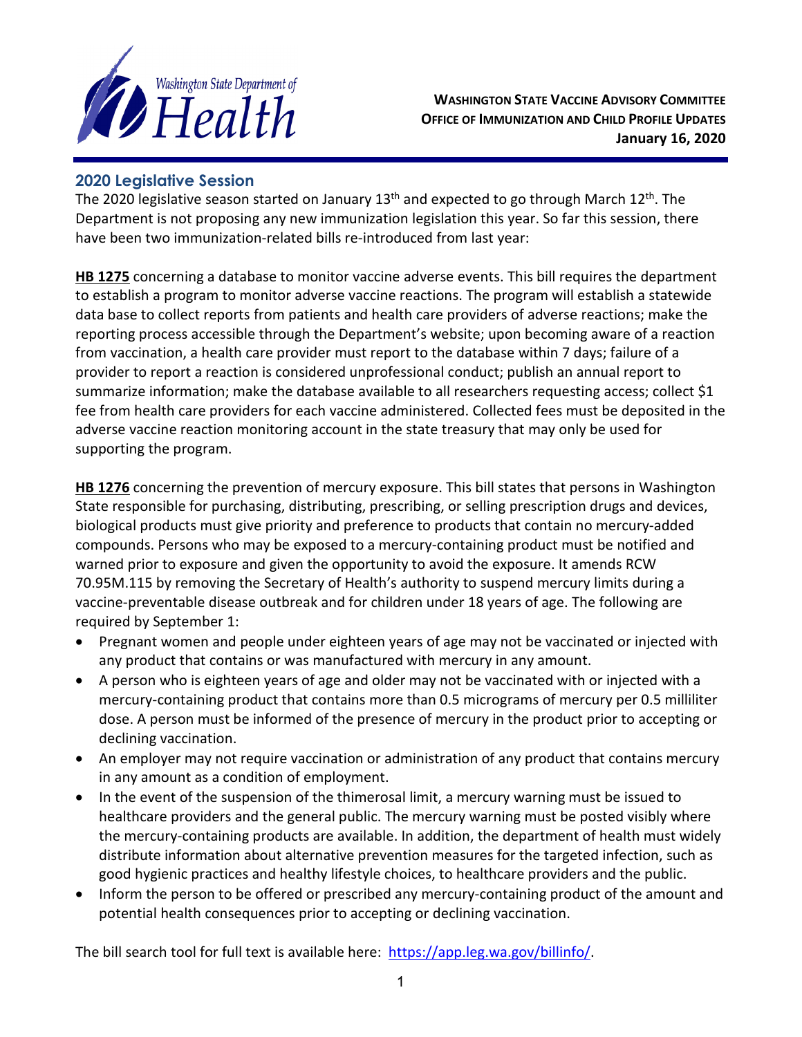**Washington State Vaccine Advisory Committee**
**Office of Immunization and Child Profile Updates**
**January 16, 2020**

## 2020 Legislative Session

The 2020 legislative season started on January 13th and expected to go through March 12th. The Department is not proposing any new immunization legislation this year. So far this session, there have been two immunization-related bills re-introduced from last year:

**HB 1275** concerning a database to monitor vaccine adverse events. This bill requires the department to establish a program to monitor adverse vaccine reactions. The program will establish a statewide data base to collect reports from patients and health care providers of adverse reactions; make the reporting process accessible through the Department's website; upon becoming aware of a reaction from vaccination, a health care provider must report to the database within 7 days; failure of a provider to report a reaction is considered unprofessional conduct; publish an annual report to summarize information; make the database available to all researchers requesting access; collect $1 fee from health care providers for each vaccine administered. Collected fees must be deposited in the adverse vaccine reaction monitoring account in the state treasury that may only be used for supporting the program.

**HB 1276** concerning the prevention of mercury exposure. This bill states that persons in Washington State responsible for purchasing, distributing, prescribing, or selling prescription drugs and devices, biological products must give priority and preference to products that contain no mercury-added compounds. Persons who may be exposed to a mercury-containing product must be notified and warned prior to exposure and given the opportunity to avoid the exposure. It amends RCW 70.95M.115 by removing the Secretary of Health's authority to suspend mercury limits during a vaccine-preventable disease outbreak and for children under 18 years of age. The following are required by September 1:

- Pregnant women and people under eighteen years of age may not be vaccinated or injected with any product that contains or was manufactured with mercury in any amount.
- A person who is eighteen years of age and older may not be vaccinated with or injected with a mercury-containing product that contains more than 0.5 micrograms of mercury per 0.5 milliliter dose. A person must be informed of the presence of mercury in the product prior to accepting or declining vaccination.
- An employer may not require vaccination or administration of any product that contains mercury in any amount as a condition of employment.
- In the event of the suspension of the thimerosal limit, a mercury warning must be issued to healthcare providers and the general public. The mercury warning must be posted visibly where the mercury-containing products are available. In addition, the department of health must widely distribute information about alternative prevention measures for the targeted infection, such as good hygienic practices and healthy lifestyle choices, to healthcare providers and the public.
- Inform the person to be offered or prescribed any mercury-containing product of the amount and potential health consequences prior to accepting or declining vaccination.

The bill search tool for full text is available here: https://app.leg.wa.gov/billinfo/.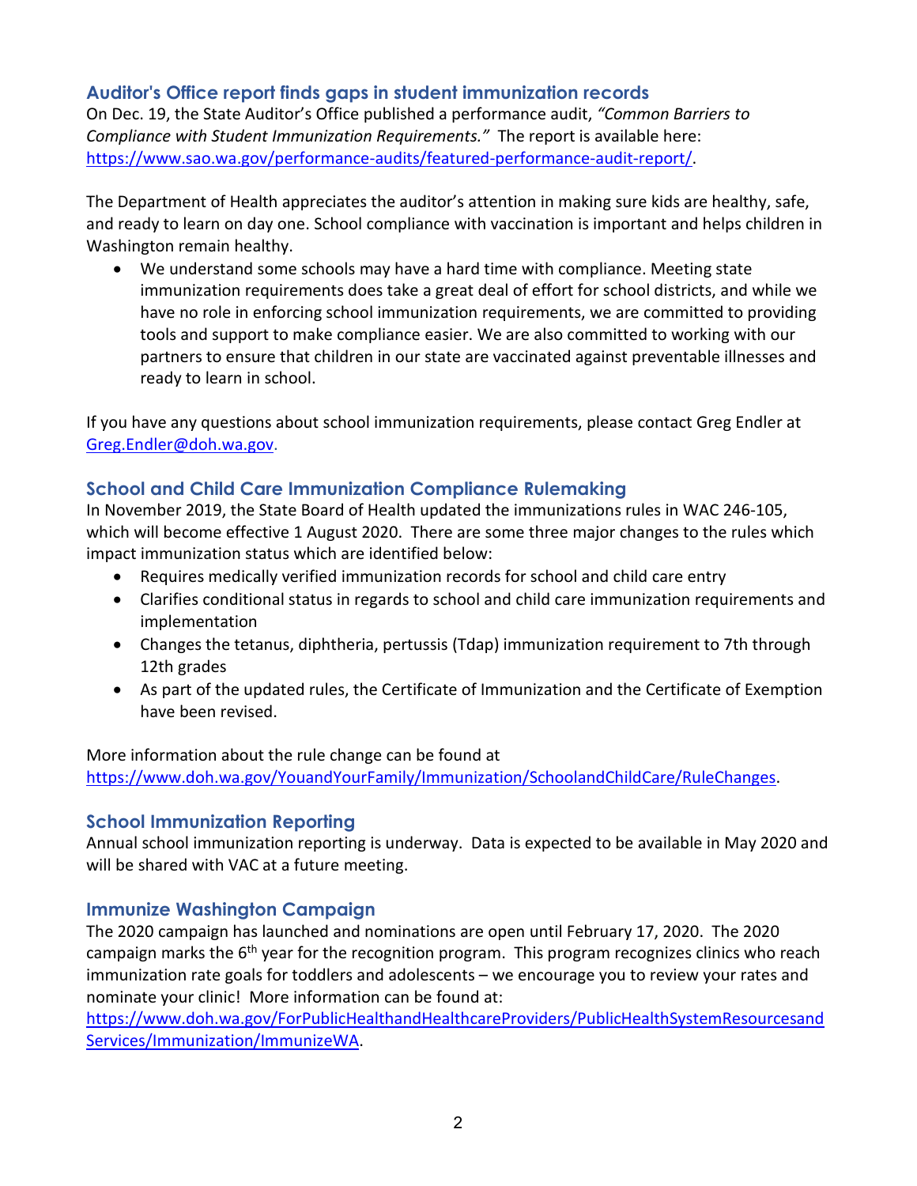## Auditor's Office report finds gaps in student immunization records

On Dec. 19, the State Auditor's Office published a performance audit, *"Common Barriers to Compliance with Student Immunization Requirements."* The report is available here: https://www.sao.wa.gov/performance-audits/featured-performance-audit-report/.

The Department of Health appreciates the auditor's attention in making sure kids are healthy, safe, and ready to learn on day one. School compliance with vaccination is important and helps children in Washington remain healthy.

- We understand some schools may have a hard time with compliance. Meeting state immunization requirements does take a great deal of effort for school districts, and while we have no role in enforcing school immunization requirements, we are committed to providing tools and support to make compliance easier. We are also committed to working with our partners to ensure that children in our state are vaccinated against preventable illnesses and ready to learn in school.

If you have any questions about school immunization requirements, please contact Greg Endler at Greg.Endler@doh.wa.gov.

## School and Child Care Immunization Compliance Rulemaking

In November 2019, the State Board of Health updated the immunizations rules in WAC 246-105, which will become effective 1 August 2020. There are some three major changes to the rules which impact immunization status which are identified below:

- Requires medically verified immunization records for school and child care entry
- Clarifies conditional status in regards to school and child care immunization requirements and implementation
- Changes the tetanus, diphtheria, pertussis (Tdap) immunization requirement to 7th through 12th grades
- As part of the updated rules, the Certificate of Immunization and the Certificate of Exemption have been revised.

More information about the rule change can be found at https://www.doh.wa.gov/YouandYourFamily/Immunization/SchoolandChildCare/RuleChanges.

## School Immunization Reporting

Annual school immunization reporting is underway. Data is expected to be available in May 2020 and will be shared with VAC at a future meeting.

## Immunize Washington Campaign

The 2020 campaign has launched and nominations are open until February 17, 2020. The 2020 campaign marks the 6th year for the recognition program. This program recognizes clinics who reach immunization rate goals for toddlers and adolescents – we encourage you to review your rates and nominate your clinic! More information can be found at: https://www.doh.wa.gov/ForPublicHealthandHealthcareProviders/PublicHealthSystemResourcesandServices/Immunization/ImmunizeWA.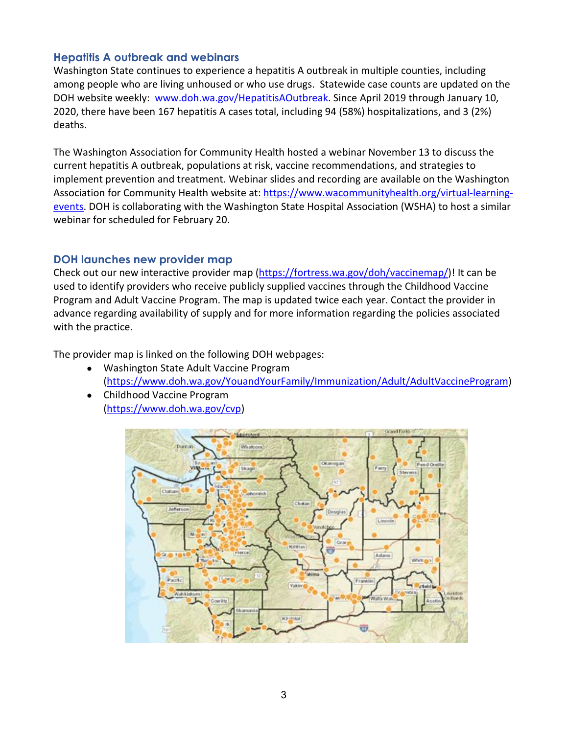## Hepatitis A outbreak and webinars

Washington State continues to experience a hepatitis A outbreak in multiple counties, including among people who are living unhoused or who use drugs. Statewide case counts are updated on the DOH website weekly: [www.doh.wa.gov/HepatitisAOutbreak](www.doh.wa.gov/HepatitisAOutbreak). Since April 2019 through January 10, 2020, there have been 167 hepatitis A cases total, including 94 (58%) hospitalizations, and 3 (2%) deaths.

The Washington Association for Community Health hosted a webinar November 13 to discuss the current hepatitis A outbreak, populations at risk, vaccine recommendations, and strategies to implement prevention and treatment. Webinar slides and recording are available on the Washington Association for Community Health website at: [https://www.wacommunityhealth.org/virtual-learning-events](https://www.wacommunityhealth.org/virtual-learning-events). DOH is collaborating with the Washington State Hospital Association (WSHA) to host a similar webinar for scheduled for February 20.

## DOH launches new provider map

Check out our new interactive provider map ([https://fortress.wa.gov/doh/vaccinemap/](https://fortress.wa.gov/doh/vaccinemap/))! It can be used to identify providers who receive publicly supplied vaccines through the Childhood Vaccine Program and Adult Vaccine Program. The map is updated twice each year. Contact the provider in advance regarding availability of supply and for more information regarding the policies associated with the practice.

The provider map is linked on the following DOH webpages:

- Washington State Adult Vaccine Program ([https://www.doh.wa.gov/YouandYourFamily/Immunization/Adult/AdultVaccineProgram](https://www.doh.wa.gov/YouandYourFamily/Immunization/Adult/AdultVaccineProgram))
- Childhood Vaccine Program ([https://www.doh.wa.gov/cvp](https://www.doh.wa.gov/cvp))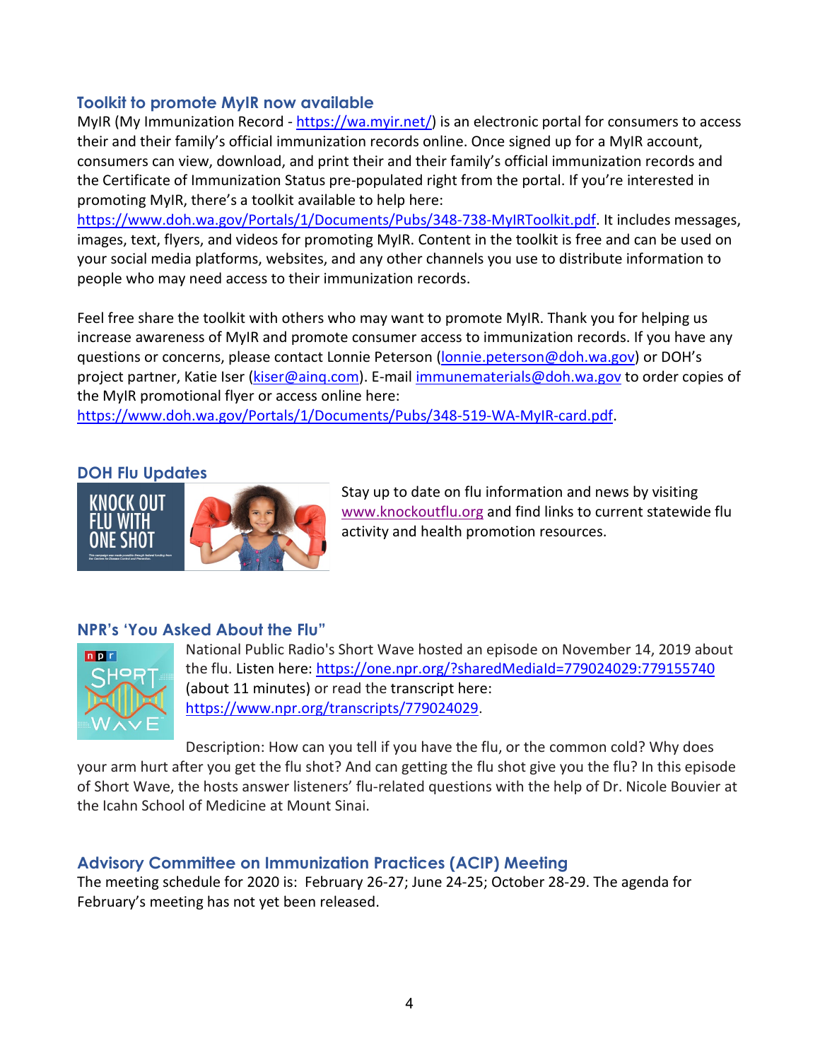## Toolkit to promote MyIR now available

MyIR (My Immunization Record - https://wa.myir.net/) is an electronic portal for consumers to access their and their family's official immunization records online. Once signed up for a MyIR account, consumers can view, download, and print their and their family's official immunization records and the Certificate of Immunization Status pre-populated right from the portal. If you're interested in promoting MyIR, there's a toolkit available to help here: https://www.doh.wa.gov/Portals/1/Documents/Pubs/348-738-MyIRToolkit.pdf. It includes messages, images, text, flyers, and videos for promoting MyIR. Content in the toolkit is free and can be used on your social media platforms, websites, and any other channels you use to distribute information to people who may need access to their immunization records.

Feel free share the toolkit with others who may want to promote MyIR. Thank you for helping us increase awareness of MyIR and promote consumer access to immunization records. If you have any questions or concerns, please contact Lonnie Peterson (lonnie.peterson@doh.wa.gov) or DOH's project partner, Katie Iser (kiser@ainq.com). E-mail immunematerials@doh.wa.gov to order copies of the MyIR promotional flyer or access online here: https://www.doh.wa.gov/Portals/1/Documents/Pubs/348-519-WA-MyIR-card.pdf.

## DOH Flu Updates

Stay up to date on flu information and news by visiting www.knockoutflu.org and find links to current statewide flu activity and health promotion resources.

## NPR's 'You Asked About the Flu"

National Public Radio's Short Wave hosted an episode on November 14, 2019 about the flu. Listen here: https://one.npr.org/?sharedMediaId=779024029:779155740 (about 11 minutes) or read the transcript here: https://www.npr.org/transcripts/779024029.

Description: How can you tell if you have the flu, or the common cold? Why does your arm hurt after you get the flu shot? And can getting the flu shot give you the flu? In this episode of Short Wave, the hosts answer listeners' flu-related questions with the help of Dr. Nicole Bouvier at the Icahn School of Medicine at Mount Sinai.

## Advisory Committee on Immunization Practices (ACIP) Meeting

The meeting schedule for 2020 is: February 26-27; June 24-25; October 28-29. The agenda for February's meeting has not yet been released.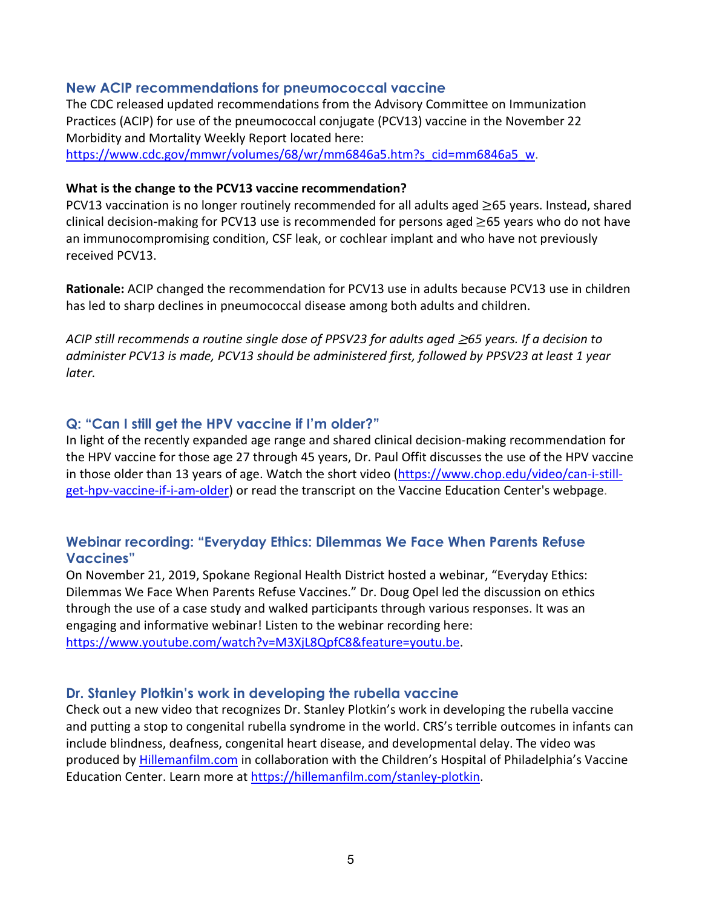## New ACIP recommendations for pneumococcal vaccine

The CDC released updated recommendations from the Advisory Committee on Immunization Practices (ACIP) for use of the pneumococcal conjugate (PCV13) vaccine in the November 22 Morbidity and Mortality Weekly Report located here: https://www.cdc.gov/mmwr/volumes/68/wr/mm6846a5.htm?s_cid=mm6846a5_w.

**What is the change to the PCV13 vaccine recommendation?**

PCV13 vaccination is no longer routinely recommended for all adults aged ≥65 years. Instead, shared clinical decision-making for PCV13 use is recommended for persons aged ≥65 years who do not have an immunocompromising condition, CSF leak, or cochlear implant and who have not previously received PCV13.

**Rationale:** ACIP changed the recommendation for PCV13 use in adults because PCV13 use in children has led to sharp declines in pneumococcal disease among both adults and children.

*ACIP still recommends a routine single dose of PPSV23 for adults aged ≥65 years. If a decision to administer PCV13 is made, PCV13 should be administered first, followed by PPSV23 at least 1 year later.*

## Q: "Can I still get the HPV vaccine if I'm older?"

In light of the recently expanded age range and shared clinical decision-making recommendation for the HPV vaccine for those age 27 through 45 years, Dr. Paul Offit discusses the use of the HPV vaccine in those older than 13 years of age. Watch the short video (https://www.chop.edu/video/can-i-still-get-hpv-vaccine-if-i-am-older) or read the transcript on the Vaccine Education Center's webpage.

## Webinar recording: "Everyday Ethics: Dilemmas We Face When Parents Refuse Vaccines"

On November 21, 2019, Spokane Regional Health District hosted a webinar, "Everyday Ethics: Dilemmas We Face When Parents Refuse Vaccines." Dr. Doug Opel led the discussion on ethics through the use of a case study and walked participants through various responses. It was an engaging and informative webinar! Listen to the webinar recording here: https://www.youtube.com/watch?v=M3XjL8QpfC8&feature=youtu.be.

## Dr. Stanley Plotkin's work in developing the rubella vaccine

Check out a new video that recognizes Dr. Stanley Plotkin's work in developing the rubella vaccine and putting a stop to congenital rubella syndrome in the world. CRS's terrible outcomes in infants can include blindness, deafness, congenital heart disease, and developmental delay. The video was produced by Hillemanfilm.com in collaboration with the Children's Hospital of Philadelphia's Vaccine Education Center. Learn more at https://hillemanfilm.com/stanley-plotkin.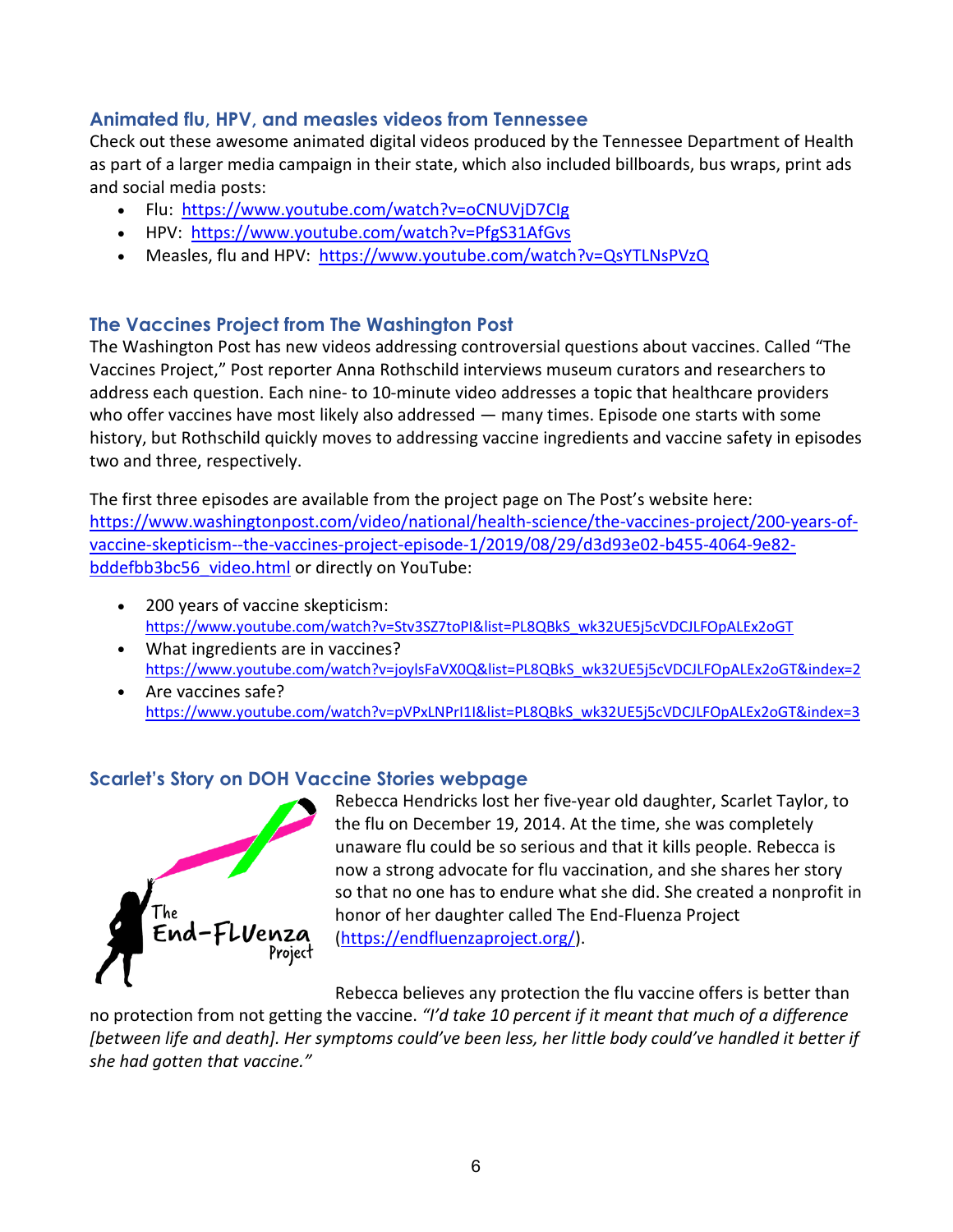### Animated flu, HPV, and measles videos from Tennessee

Check out these awesome animated digital videos produced by the Tennessee Department of Health as part of a larger media campaign in their state, which also included billboards, bus wraps, print ads and social media posts:

- Flu: https://www.youtube.com/watch?v=oCNUVjD7CIg
- HPV: https://www.youtube.com/watch?v=PfgS31AfGvs
- Measles, flu and HPV: https://www.youtube.com/watch?v=QsYTLNsPVzQ

### The Vaccines Project from The Washington Post

The Washington Post has new videos addressing controversial questions about vaccines. Called "The Vaccines Project," Post reporter Anna Rothschild interviews museum curators and researchers to address each question. Each nine- to 10-minute video addresses a topic that healthcare providers who offer vaccines have most likely also addressed — many times. Episode one starts with some history, but Rothschild quickly moves to addressing vaccine ingredients and vaccine safety in episodes two and three, respectively.

The first three episodes are available from the project page on The Post's website here: https://www.washingtonpost.com/video/national/health-science/the-vaccines-project/200-years-of-vaccine-skepticism--the-vaccines-project-episode-1/2019/08/29/d3d93e02-b455-4064-9e82-bddefbb3bc56_video.html or directly on YouTube:

- 200 years of vaccine skepticism: https://www.youtube.com/watch?v=Stv3SZ7toPI&list=PL8QBkS_wk32UE5j5cVDCJLFOpALEx2oGT
- What ingredients are in vaccines? https://www.youtube.com/watch?v=joylsFaVX0Q&list=PL8QBkS_wk32UE5j5cVDCJLFOpALEx2oGT&index=2
- Are vaccines safe? https://www.youtube.com/watch?v=pVPxLNPrI1I&list=PL8QBkS_wk32UE5j5cVDCJLFOpALEx2oGT&index=3

### Scarlet's Story on DOH Vaccine Stories webpage

The End-FLUenza Project

Rebecca Hendricks lost her five-year old daughter, Scarlet Taylor, to the flu on December 19, 2014. At the time, she was completely unaware flu could be so serious and that it kills people. Rebecca is now a strong advocate for flu vaccination, and she shares her story so that no one has to endure what she did. She created a nonprofit in honor of her daughter called The End-Fluenza Project (https://endfluenzaproject.org/).

Rebecca believes any protection the flu vaccine offers is better than no protection from not getting the vaccine. *"I'd take 10 percent if it meant that much of a difference [between life and death]. Her symptoms could've been less, her little body could've handled it better if she had gotten that vaccine."*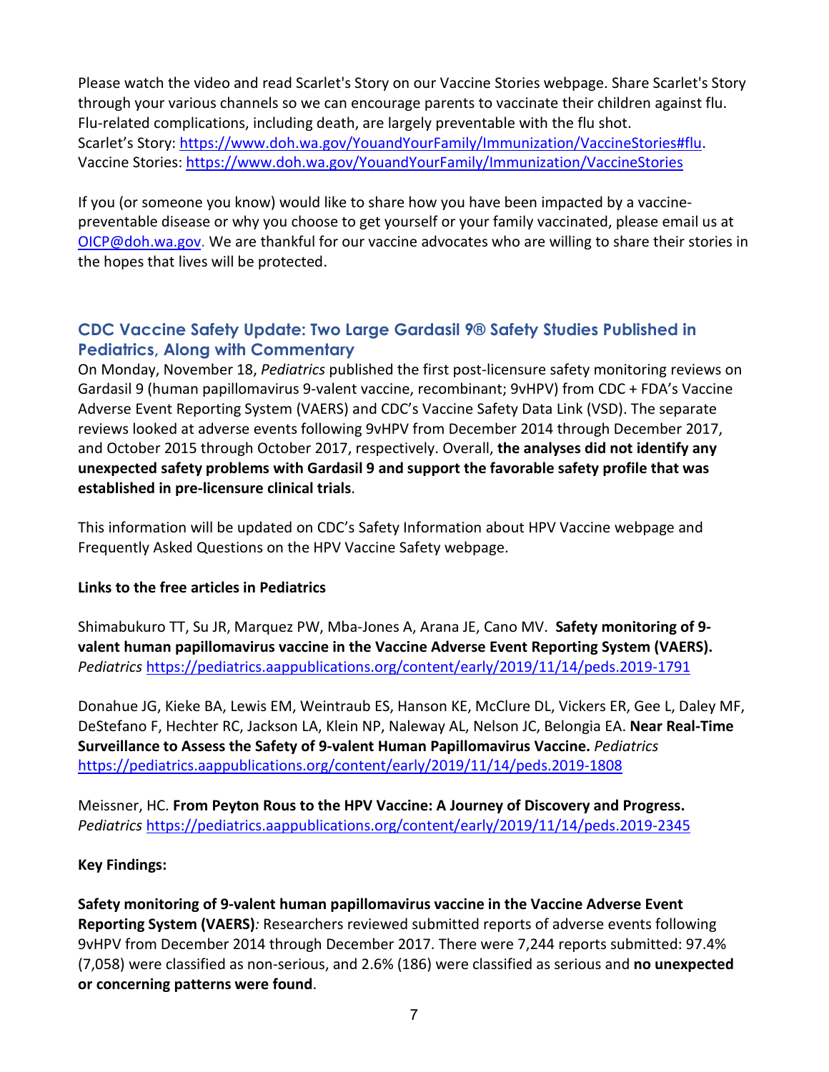Please watch the video and read Scarlet's Story on our Vaccine Stories webpage. Share Scarlet's Story through your various channels so we can encourage parents to vaccinate their children against flu. Flu-related complications, including death, are largely preventable with the flu shot.
Scarlet's Story: https://www.doh.wa.gov/YouandYourFamily/Immunization/VaccineStories#flu.
Vaccine Stories: https://www.doh.wa.gov/YouandYourFamily/Immunization/VaccineStories

If you (or someone you know) would like to share how you have been impacted by a vaccine-preventable disease or why you choose to get yourself or your family vaccinated, please email us at OICP@doh.wa.gov. We are thankful for our vaccine advocates who are willing to share their stories in the hopes that lives will be protected.

## CDC Vaccine Safety Update: Two Large Gardasil 9® Safety Studies Published in Pediatrics, Along with Commentary

On Monday, November 18, *Pediatrics* published the first post-licensure safety monitoring reviews on Gardasil 9 (human papillomavirus 9-valent vaccine, recombinant; 9vHPV) from CDC + FDA's Vaccine Adverse Event Reporting System (VAERS) and CDC's Vaccine Safety Data Link (VSD). The separate reviews looked at adverse events following 9vHPV from December 2014 through December 2017, and October 2015 through October 2017, respectively. Overall, **the analyses did not identify any unexpected safety problems with Gardasil 9 and support the favorable safety profile that was established in pre-licensure clinical trials**.

This information will be updated on CDC's Safety Information about HPV Vaccine webpage and Frequently Asked Questions on the HPV Vaccine Safety webpage.

**Links to the free articles in Pediatrics**

Shimabukuro TT, Su JR, Marquez PW, Mba-Jones A, Arana JE, Cano MV. **Safety monitoring of 9-valent human papillomavirus vaccine in the Vaccine Adverse Event Reporting System (VAERS).** *Pediatrics* https://pediatrics.aappublications.org/content/early/2019/11/14/peds.2019-1791

Donahue JG, Kieke BA, Lewis EM, Weintraub ES, Hanson KE, McClure DL, Vickers ER, Gee L, Daley MF, DeStefano F, Hechter RC, Jackson LA, Klein NP, Naleway AL, Nelson JC, Belongia EA. **Near Real-Time Surveillance to Assess the Safety of 9-valent Human Papillomavirus Vaccine.** *Pediatrics* https://pediatrics.aappublications.org/content/early/2019/11/14/peds.2019-1808

Meissner, HC. **From Peyton Rous to the HPV Vaccine: A Journey of Discovery and Progress.** *Pediatrics* https://pediatrics.aappublications.org/content/early/2019/11/14/peds.2019-2345

**Key Findings:**

**Safety monitoring of 9-valent human papillomavirus vaccine in the Vaccine Adverse Event Reporting System (VAERS)***:* Researchers reviewed submitted reports of adverse events following 9vHPV from December 2014 through December 2017. There were 7,244 reports submitted: 97.4% (7,058) were classified as non-serious, and 2.6% (186) were classified as serious and **no unexpected or concerning patterns were found**.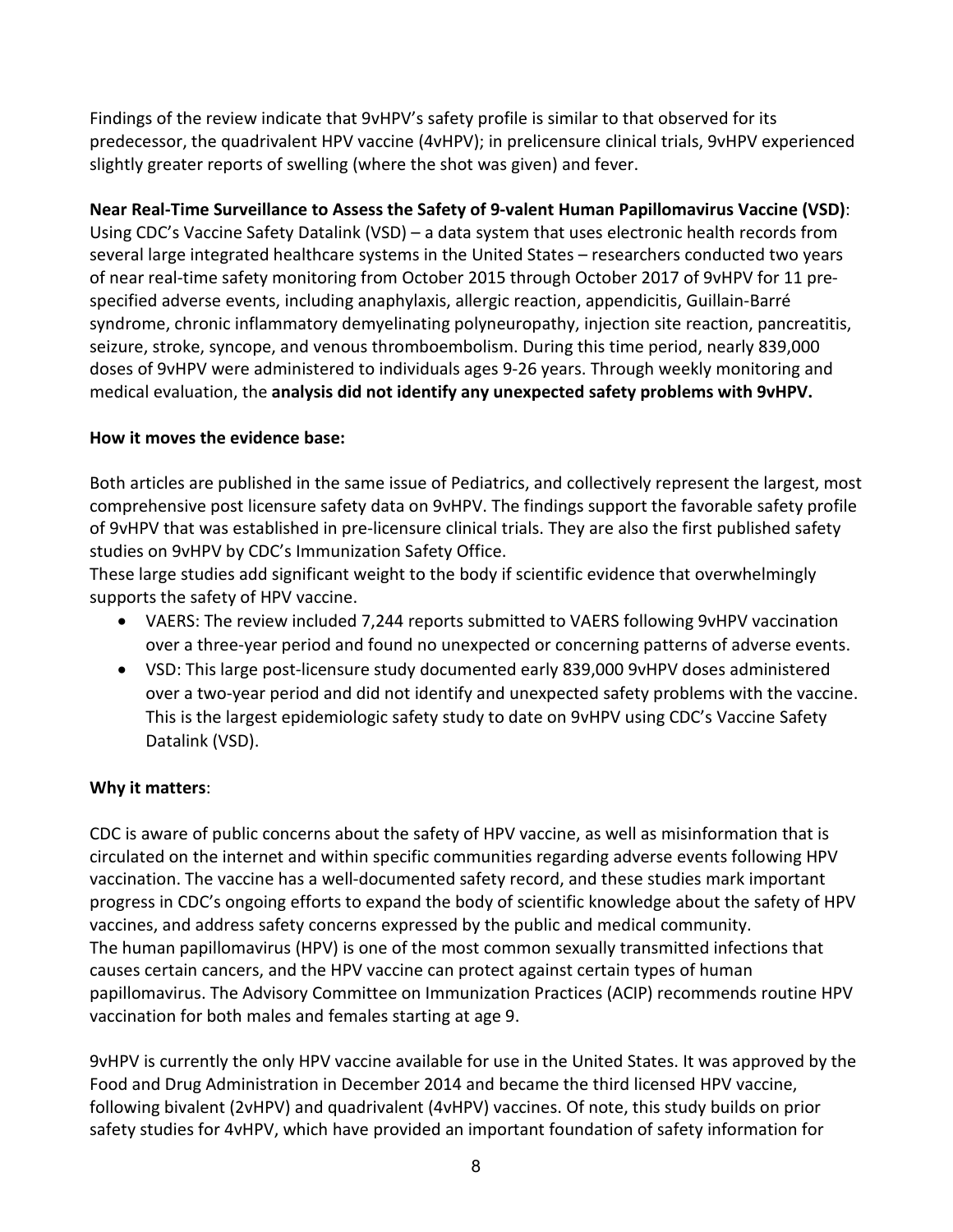Findings of the review indicate that 9vHPV's safety profile is similar to that observed for its predecessor, the quadrivalent HPV vaccine (4vHPV); in prelicensure clinical trials, 9vHPV experienced slightly greater reports of swelling (where the shot was given) and fever.

**Near Real-Time Surveillance to Assess the Safety of 9-valent Human Papillomavirus Vaccine (VSD)**: Using CDC's Vaccine Safety Datalink (VSD) – a data system that uses electronic health records from several large integrated healthcare systems in the United States – researchers conducted two years of near real-time safety monitoring from October 2015 through October 2017 of 9vHPV for 11 pre-specified adverse events, including anaphylaxis, allergic reaction, appendicitis, Guillain-Barré syndrome, chronic inflammatory demyelinating polyneuropathy, injection site reaction, pancreatitis, seizure, stroke, syncope, and venous thromboembolism. During this time period, nearly 839,000 doses of 9vHPV were administered to individuals ages 9-26 years. Through weekly monitoring and medical evaluation, the **analysis did not identify any unexpected safety problems with 9vHPV.**

**How it moves the evidence base:**

Both articles are published in the same issue of Pediatrics, and collectively represent the largest, most comprehensive post licensure safety data on 9vHPV. The findings support the favorable safety profile of 9vHPV that was established in pre-licensure clinical trials. They are also the first published safety studies on 9vHPV by CDC's Immunization Safety Office.
These large studies add significant weight to the body if scientific evidence that overwhelmingly supports the safety of HPV vaccine.

- VAERS: The review included 7,244 reports submitted to VAERS following 9vHPV vaccination over a three-year period and found no unexpected or concerning patterns of adverse events.
- VSD: This large post-licensure study documented early 839,000 9vHPV doses administered over a two-year period and did not identify and unexpected safety problems with the vaccine. This is the largest epidemiologic safety study to date on 9vHPV using CDC's Vaccine Safety Datalink (VSD).

**Why it matters**:

CDC is aware of public concerns about the safety of HPV vaccine, as well as misinformation that is circulated on the internet and within specific communities regarding adverse events following HPV vaccination. The vaccine has a well-documented safety record, and these studies mark important progress in CDC's ongoing efforts to expand the body of scientific knowledge about the safety of HPV vaccines, and address safety concerns expressed by the public and medical community.
The human papillomavirus (HPV) is one of the most common sexually transmitted infections that causes certain cancers, and the HPV vaccine can protect against certain types of human papillomavirus. The Advisory Committee on Immunization Practices (ACIP) recommends routine HPV vaccination for both males and females starting at age 9.

9vHPV is currently the only HPV vaccine available for use in the United States. It was approved by the Food and Drug Administration in December 2014 and became the third licensed HPV vaccine, following bivalent (2vHPV) and quadrivalent (4vHPV) vaccines. Of note, this study builds on prior safety studies for 4vHPV, which have provided an important foundation of safety information for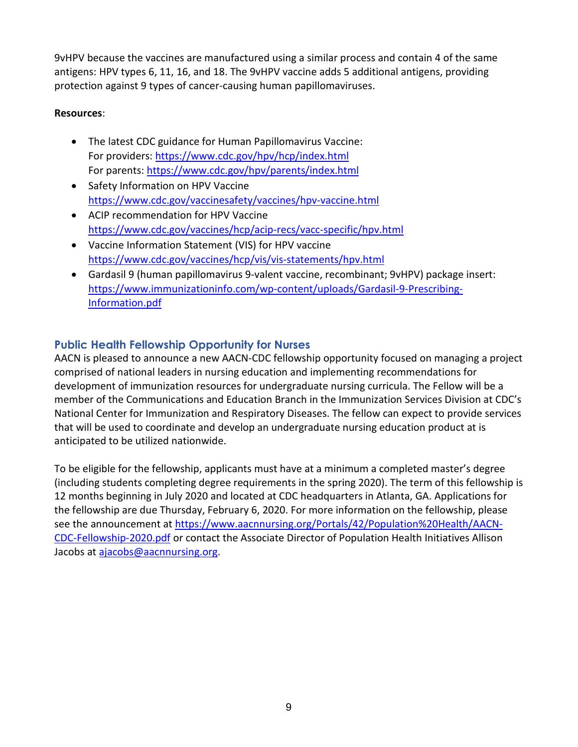9vHPV because the vaccines are manufactured using a similar process and contain 4 of the same antigens: HPV types 6, 11, 16, and 18. The 9vHPV vaccine adds 5 additional antigens, providing protection against 9 types of cancer-causing human papillomaviruses.

**Resources**:

- The latest CDC guidance for Human Papillomavirus Vaccine:
  For providers: https://www.cdc.gov/hpv/hcp/index.html
  For parents: https://www.cdc.gov/hpv/parents/index.html
- Safety Information on HPV Vaccine
  https://www.cdc.gov/vaccinesafety/vaccines/hpv-vaccine.html
- ACIP recommendation for HPV Vaccine
  https://www.cdc.gov/vaccines/hcp/acip-recs/vacc-specific/hpv.html
- Vaccine Information Statement (VIS) for HPV vaccine
  https://www.cdc.gov/vaccines/hcp/vis/vis-statements/hpv.html
- Gardasil 9 (human papillomavirus 9-valent vaccine, recombinant; 9vHPV) package insert:
  https://www.immunizationinfo.com/wp-content/uploads/Gardasil-9-Prescribing-Information.pdf

## Public Health Fellowship Opportunity for Nurses

AACN is pleased to announce a new AACN-CDC fellowship opportunity focused on managing a project comprised of national leaders in nursing education and implementing recommendations for development of immunization resources for undergraduate nursing curricula. The Fellow will be a member of the Communications and Education Branch in the Immunization Services Division at CDC's National Center for Immunization and Respiratory Diseases. The fellow can expect to provide services that will be used to coordinate and develop an undergraduate nursing education product at is anticipated to be utilized nationwide.

To be eligible for the fellowship, applicants must have at a minimum a completed master's degree (including students completing degree requirements in the spring 2020). The term of this fellowship is 12 months beginning in July 2020 and located at CDC headquarters in Atlanta, GA. Applications for the fellowship are due Thursday, February 6, 2020. For more information on the fellowship, please see the announcement at https://www.aacnnursing.org/Portals/42/Population%20Health/AACN-CDC-Fellowship-2020.pdf or contact the Associate Director of Population Health Initiatives Allison Jacobs at ajacobs@aacnnursing.org.